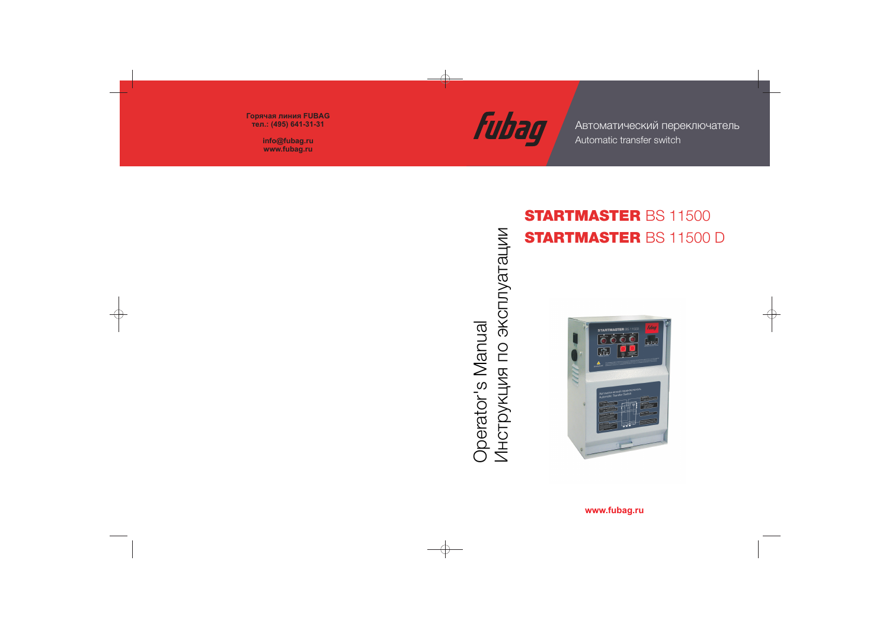Горячая линия FUBAG
тел.: (495) 641-31-31

info@fubag.ru
www.fubag.ru

Fubag

Автоматический переключатель
Automatic transfer switch

Operator's Manual
Инструкция по эксплуатации

# STARTMASTER BS 11500
# STARTMASTER BS 11500 D

www.fubag.ru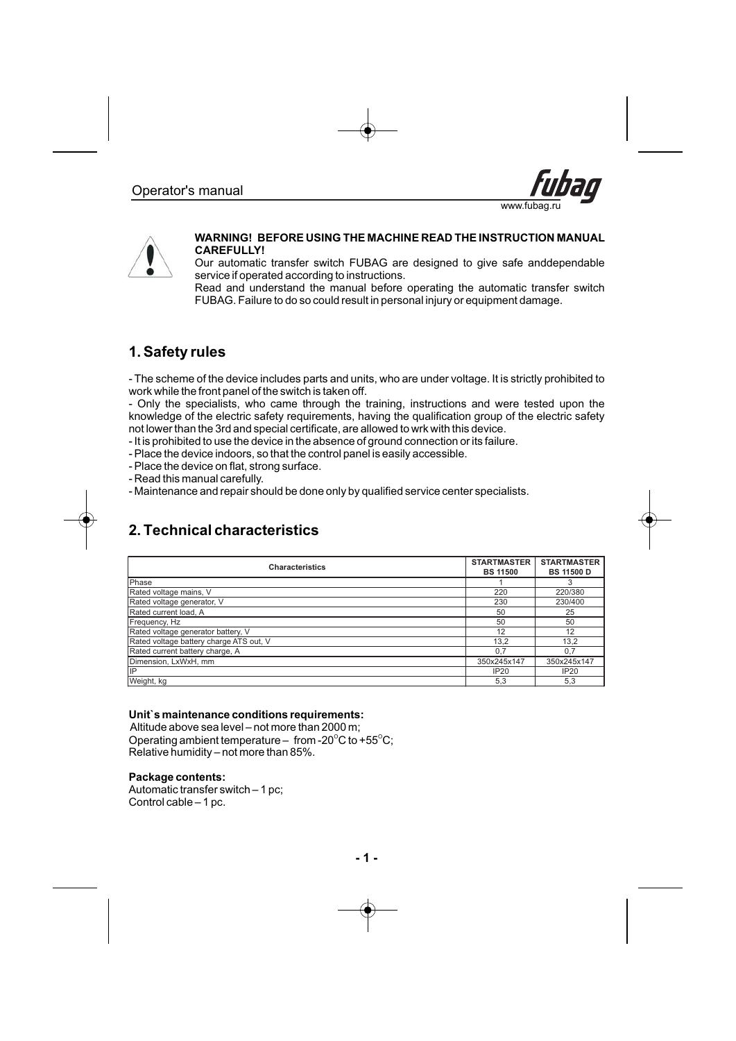**WARNING! BEFORE USING THE MACHINE READ THE INSTRUCTION MANUAL CAREFULLY!**

Our automatic transfer switch FUBAG are designed to give safe anddependable service if operated according to instructions.

Read and understand the manual before operating the automatic transfer switch FUBAG. Failure to do so could result in personal injury or equipment damage.

## 1. Safety rules

- The scheme of the device includes parts and units, who are under voltage. It is strictly prohibited to work while the front panel of the switch is taken off.
- Only the specialists, who came through the training, instructions and were tested upon the knowledge of the electric safety requirements, having the qualification group of the electric safety not lower than the 3rd and special certificate, are allowed to wrk with this device.
- It is prohibited to use the device in the absence of ground connection or its failure.
- Place the device indoors, so that the control panel is easily accessible.
- Place the device on flat, strong surface.
- Read this manual carefully.
- Maintenance and repair should be done only by qualified service center specialists.

## 2. Technical characteristics

| Characteristics | STARTMASTER BS 11500 | STARTMASTER BS 11500 D |
|---|---|---|
| Phase | 1 | 3 |
| Rated voltage mains, V | 220 | 220/380 |
| Rated voltage generator, V | 230 | 230/400 |
| Rated current load, A | 50 | 25 |
| Frequency, Hz | 50 | 50 |
| Rated voltage generator battery, V | 12 | 12 |
| Rated voltage battery charge ATS out, V | 13,2 | 13,2 |
| Rated current battery charge, A | 0,7 | 0,7 |
| Dimension, LxWxH, mm | 350x245x147 | 350x245x147 |
| IP | IP20 | IP20 |
| Weight, kg | 5,3 | 5,3 |

**Unit`s maintenance conditions requirements:**

Altitude above sea level – not more than 2000 m;
Operating ambient temperature – from -20°C to +55°C;
Relative humidity – not more than 85%.

**Package contents:**

Automatic transfer switch – 1 pc;
Control cable – 1 pc.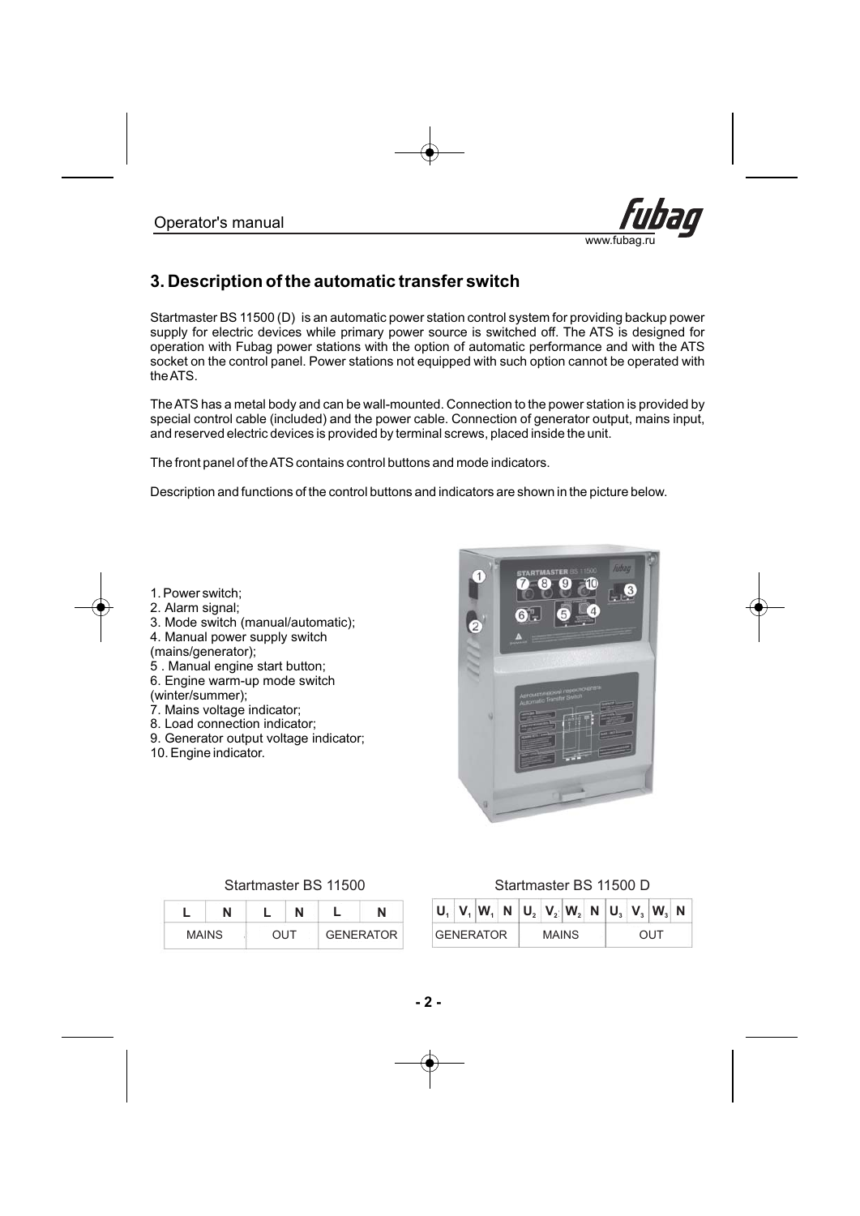## 3. Description of the automatic transfer switch

Startmaster BS 11500 (D) is an automatic power station control system for providing backup power supply for electric devices while primary power source is switched off. The ATS is designed for operation with Fubag power stations with the option of automatic performance and with the ATS socket on the control panel. Power stations not equipped with such option cannot be operated with the ATS.

The ATS has a metal body and can be wall-mounted. Connection to the power station is provided by special control cable (included) and the power cable. Connection of generator output, mains input, and reserved electric devices is provided by terminal screws, placed inside the unit.

The front panel of the ATS contains control buttons and mode indicators.

Description and functions of the control buttons and indicators are shown in the picture below.

1. Power switch;
2. Alarm signal;
3. Mode switch (manual/automatic);
4. Manual power supply switch (mains/generator);
5. Manual engine start button;
6. Engine warm-up mode switch (winter/summer);
7. Mains voltage indicator;
8. Load connection indicator;
9. Generator output voltage indicator;
10. Engine indicator.

Startmaster BS 11500

| L | N | L | N | L | N |
|---|---|---|---|---|---|
| MAINS | | OUT | | GENERATOR | |

Startmaster BS 11500 D

| $U_1$ | $V_1$ | $W_1$ | N | $U_2$ | $V_2$ | $W_2$ | N | $U_3$ | $V_3$ | $W_3$ | N |
|---|---|---|---|---|---|---|---|---|---|---|---|
| GENERATOR | | | | MAINS | | | | OUT | | | |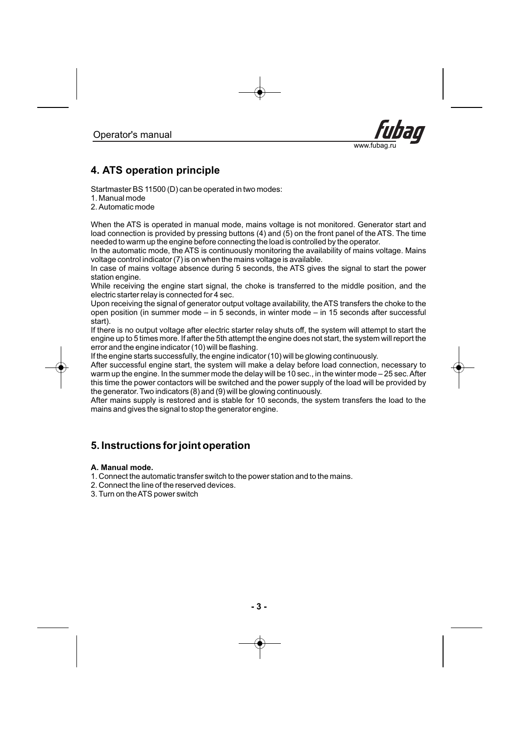## 4. ATS operation principle

Startmaster BS 11500 (D) can be operated in two modes:

1. Manual mode
2. Automatic mode

When the ATS is operated in manual mode, mains voltage is not monitored. Generator start and load connection is provided by pressing buttons (4) and (5) on the front panel of the ATS. The time needed to warm up the engine before connecting the load is controlled by the operator.

In the automatic mode, the ATS is continuously monitoring the availability of mains voltage. Mains voltage control indicator (7) is on when the mains voltage is available.

In case of mains voltage absence during 5 seconds, the ATS gives the signal to start the power station engine.

While receiving the engine start signal, the choke is transferred to the middle position, and the electric starter relay is connected for 4 sec.

Upon receiving the signal of generator output voltage availability, the ATS transfers the choke to the open position (in summer mode – in 5 seconds, in winter mode – in 15 seconds after successful start).

If there is no output voltage after electric starter relay shuts off, the system will attempt to start the engine up to 5 times more. If after the 5th attempt the engine does not start, the system will report the error and the engine indicator (10) will be flashing.

If the engine starts successfully, the engine indicator (10) will be glowing continuously.

After successful engine start, the system will make a delay before load connection, necessary to warm up the engine. In the summer mode the delay will be 10 sec., in the winter mode – 25 sec. After this time the power contactors will be switched and the power supply of the load will be provided by the generator. Two indicators (8) and (9) will be glowing continuously.

After mains supply is restored and is stable for 10 seconds, the system transfers the load to the mains and gives the signal to stop the generator engine.

## 5. Instructions for joint operation

**A. Manual mode.**

1. Connect the automatic transfer switch to the power station and to the mains.
2. Connect the line of the reserved devices.
3. Turn on the ATS power switch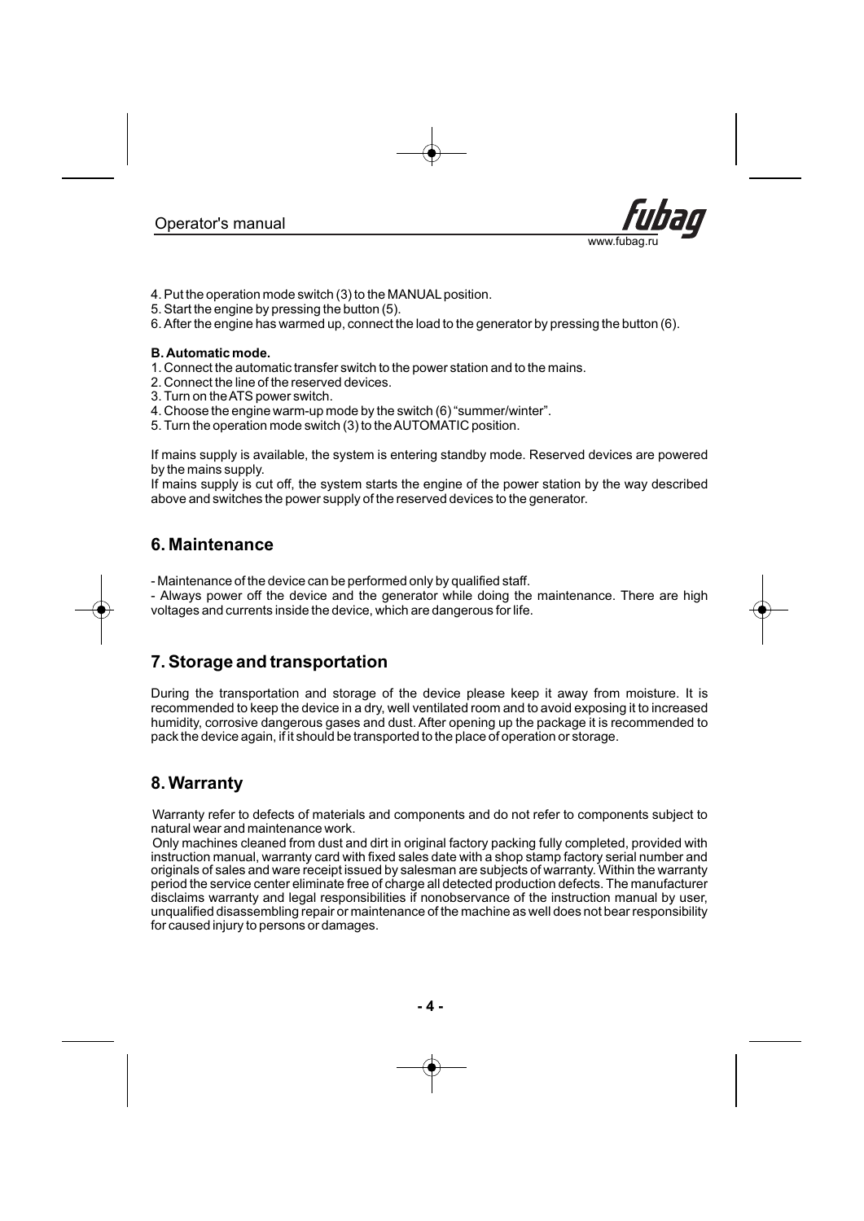4. Put the operation mode switch (3) to the MANUAL position.
5. Start the engine by pressing the button (5).
6. After the engine has warmed up, connect the load to the generator by pressing the button (6).

**B. Automatic mode.**

1. Connect the automatic transfer switch to the power station and to the mains.
2. Connect the line of the reserved devices.
3. Turn on the ATS power switch.
4. Choose the engine warm-up mode by the switch (6) "summer/winter".
5. Turn the operation mode switch (3) to the AUTOMATIC position.

If mains supply is available, the system is entering standby mode. Reserved devices are powered by the mains supply.

If mains supply is cut off, the system starts the engine of the power station by the way described above and switches the power supply of the reserved devices to the generator.

## 6. Maintenance

- Maintenance of the device can be performed only by qualified staff.
- Always power off the device and the generator while doing the maintenance. There are high voltages and currents inside the device, which are dangerous for life.

## 7. Storage and transportation

During the transportation and storage of the device please keep it away from moisture. It is recommended to keep the device in a dry, well ventilated room and to avoid exposing it to increased humidity, corrosive dangerous gases and dust. After opening up the package it is recommended to pack the device again, if it should be transported to the place of operation or storage.

## 8. Warranty

Warranty refer to defects of materials and components and do not refer to components subject to natural wear and maintenance work.

Only machines cleaned from dust and dirt in original factory packing fully completed, provided with instruction manual, warranty card with fixed sales date with a shop stamp factory serial number and originals of sales and ware receipt issued by salesman are subjects of warranty. Within the warranty period the service center eliminate free of charge all detected production defects. The manufacturer disclaims warranty and legal responsibilities if nonobservance of the instruction manual by user, unqualified disassembling repair or maintenance of the machine as well does not bear responsibility for caused injury to persons or damages.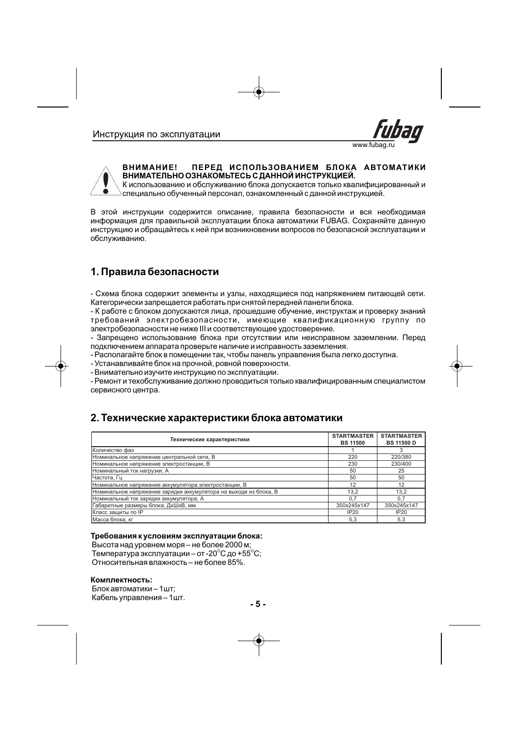**ВНИМАНИЕ! ПЕРЕД ИСПОЛЬЗОВАНИЕМ БЛОКА АВТОМАТИКИ ВНИМАТЕЛЬНО ОЗНАКОМЬТЕСЬ С ДАННОЙ ИНСТРУКЦИЕЙ.**
К использованию и обслуживанию блока допускается только квалифицированный и специально обученный персонал, ознакомленный с данной инструкцией.

В этой инструкции содержится описание, правила безопасности и вся необходимая информация для правильной эксплуатации блока автоматики FUBAG. Сохраняйте данную инструкцию и обращайтесь к ней при возникновении вопросов по безопасной эксплуатации и обслуживанию.

## 1. Правила безопасности

- Схема блока содержит элементы и узлы, находящиеся под напряжением питающей сети. Категорически запрещается работать при снятой передней панели блока.
- К работе с блоком допускаются лица, прошедшие обучение, инструктаж и проверку знаний требований электробезопасности, имеющие квалификационную группу по электробезопасности не ниже III и соответствующее удостоверение.
- Запрещено использование блока при отсутствии или неисправном заземлении. Перед подключением аппарата проверьте наличие и исправность заземления.
- Располагайте блок в помещении так, чтобы панель управления была легко доступна.
- Устанавливайте блок на прочной, ровной поверхности.
- Внимательно изучите инструкцию по эксплуатации.
- Ремонт и техобслуживание должно проводиться только квалифицированным специалистом сервисного центра.

## 2. Технические характеристики блока автоматики

| Технические характеристики | STARTMASTER BS 11500 | STARTMASTER BS 11500 D |
|---|---|---|
| Количество фаз | 1 | 3 |
| Номинальное напряжение центральной сети, В | 220 | 220/380 |
| Номинальное напряжение электростанции, В | 230 | 230/400 |
| Номинальный ток нагрузки, А | 50 | 25 |
| Частота, Гц | 50 | 50 |
| Номинальное напряжение аккумулятора электростанции, В | 12 | 12 |
| Номинальное напряжение зарядки аккумулятора на выходе из блока, В | 13,2 | 13,2 |
| Номинальный ток зарядки аккумулятора, А | 0,7 | 0,7 |
| Габаритные размеры блока, ДхШхВ, мм | 350x245x147 | 350x245x147 |
| Класс защиты по IP | IP20 | IP20 |
| Масса блока, кг | 5,3 | 5,3 |

**Требования к условиям эксплуатации блока:**
Высота над уровнем моря – не более 2000 м;
Температура эксплуатации – от -20°С до +55°С;
Относительная влажность – не более 85%.

**Комплектность:**
Блок автоматики – 1шт;
Кабель управления – 1шт.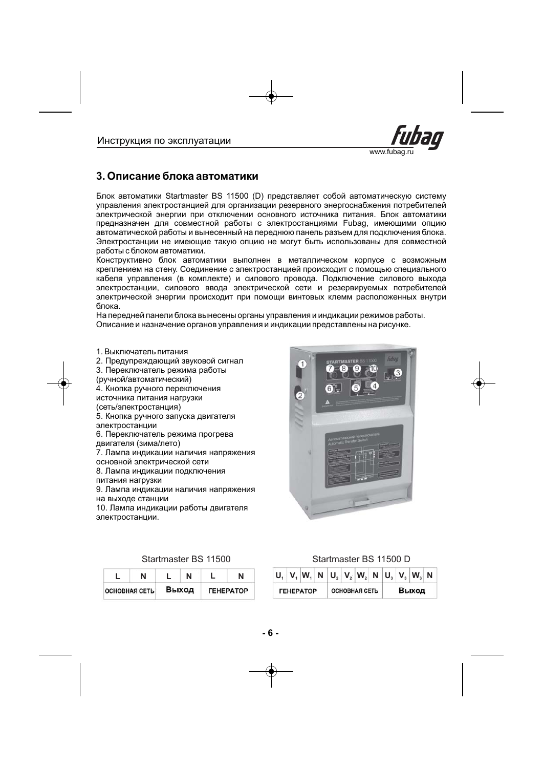## 3. Описание блока автоматики

Блок автоматики Startmaster BS 11500 (D) представляет собой автоматическую систему управления электростанцией для организации резервного энергоснабжения потребителей электрической энергии при отключении основного источника питания. Блок автоматики предназначен для совместной работы с электростанциями Fubag, имеющими опцию автоматической работы и вынесенный на переднюю панель разъем для подключения блока. Электростанции не имеющие такую опцию не могут быть использованы для совместной работы с блоком автоматики.

Конструктивно блок автоматики выполнен в металлическом корпусе с возможным креплением на стену. Соединение с электростанцией происходит с помощью специального кабеля управления (в комплекте) и силового провода. Подключение силового выхода электростанции, силового ввода электрической сети и резервируемых потребителей электрической энергии происходит при помощи винтовых клемм расположенных внутри блока.

На передней панели блока вынесены органы управления и индикации режимов работы. Описание и назначение органов управления и индикации представлены на рисунке.

1. Выключатель питания
2. Предупреждающий звуковой сигнал
3. Переключатель режима работы (ручной/автоматический)
4. Кнопка ручного переключения источника питания нагрузки (сеть/электростанция)
5. Кнопка ручного запуска двигателя электростанции
6. Переключатель режима прогрева двигателя (зима/лето)
7. Лампа индикации наличия напряжения основной электрической сети
8. Лампа индикации подключения питания нагрузки
9. Лампа индикации наличия напряжения на выходе станции
10. Лампа индикации работы двигателя электростанции.

Startmaster BS 11500

| L | N | L | N | L | N |
|---|---|---|---|---|---|
| ОСНОВНАЯ СЕТЬ | | Выход | | ГЕНЕРАТОР | |

Startmaster BS 11500 D

| $U_1$ | $V_1$ | $W_1$ | N | $U_2$ | $V_2$ | $W_2$ | N | $U_3$ | $V_3$ | $W_3$ | N |
|---|---|---|---|---|---|---|---|---|---|---|---|
| ГЕНЕРАТОР | | | | ОСНОВНАЯ СЕТЬ | | | | Выход | | | |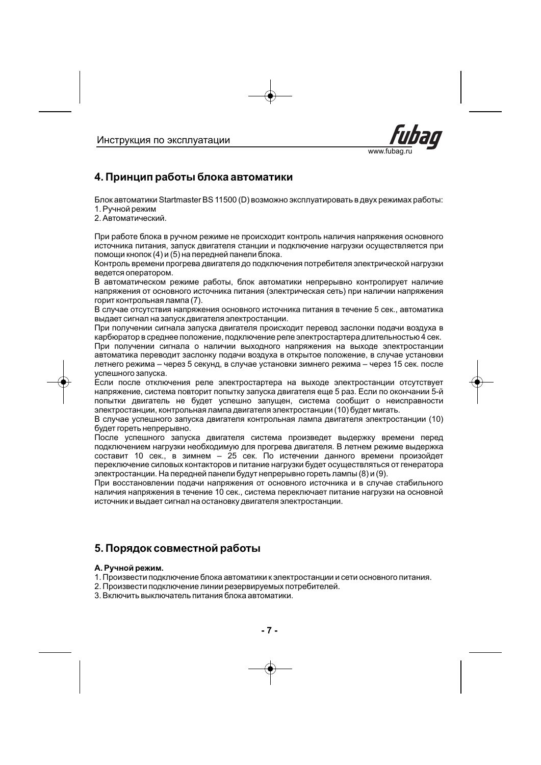## 4. Принцип работы блока автоматики

Блок автоматики Startmaster BS 11500 (D) возможно эксплуатировать в двух режимах работы:
1. Ручной режим
2. Автоматический.

При работе блока в ручном режиме не происходит контроль наличия напряжения основного источника питания, запуск двигателя станции и подключение нагрузки осуществляется при помощи кнопок (4) и (5) на передней панели блока.
Контроль времени прогрева двигателя до подключения потребителя электрической нагрузки ведется оператором.
В автоматическом режиме работы, блок автоматики непрерывно контролирует наличие напряжения от основного источника питания (электрическая сеть) при наличии напряжения горит контрольная лампа (7).
В случае отсутствия напряжения основного источника питания в течение 5 сек., автоматика выдает сигнал на запуск двигателя электростанции.
При получении сигнала запуска двигателя происходит перевод заслонки подачи воздуха в карбюратор в среднее положение, подключение реле электростартера длительностью 4 сек.
При получении сигнала о наличии выходного напряжения на выходе электростанции автоматика переводит заслонку подачи воздуха в открытое положение, в случае установки летнего режима – через 5 секунд, в случае установки зимнего режима – через 15 сек. после успешного запуска.
Если после отключения реле электростартера на выходе электростанции отсутствует напряжение, система повторит попытку запуска двигателя еще 5 раз. Если по окончании 5-й попытки двигатель не будет успешно запущен, система сообщит о неисправности электростанции, контрольная лампа двигателя электростанции (10) будет мигать.
В случае успешного запуска двигателя контрольная лампа двигателя электростанции (10) будет гореть непрерывно.
После успешного запуска двигателя система произведет выдержку времени перед подключением нагрузки необходимую для прогрева двигателя. В летнем режиме выдержка составит 10 сек., в зимнем – 25 сек. По истечении данного времени произойдет переключение силовых контакторов и питание нагрузки будет осуществляться от генератора электростанции. На передней панели будут непрерывно гореть лампы (8) и (9).
При восстановлении подачи напряжения от основного источника и в случае стабильного наличия напряжения в течение 10 сек., система переключает питание нагрузки на основной источник и выдает сигнал на остановку двигателя электростанции.

## 5. Порядок совместной работы

**А. Ручной режим.**

1. Произвести подключение блока автоматики к электростанции и сети основного питания.
2. Произвести подключение линии резервируемых потребителей.
3. Включить выключатель питания блока автоматики.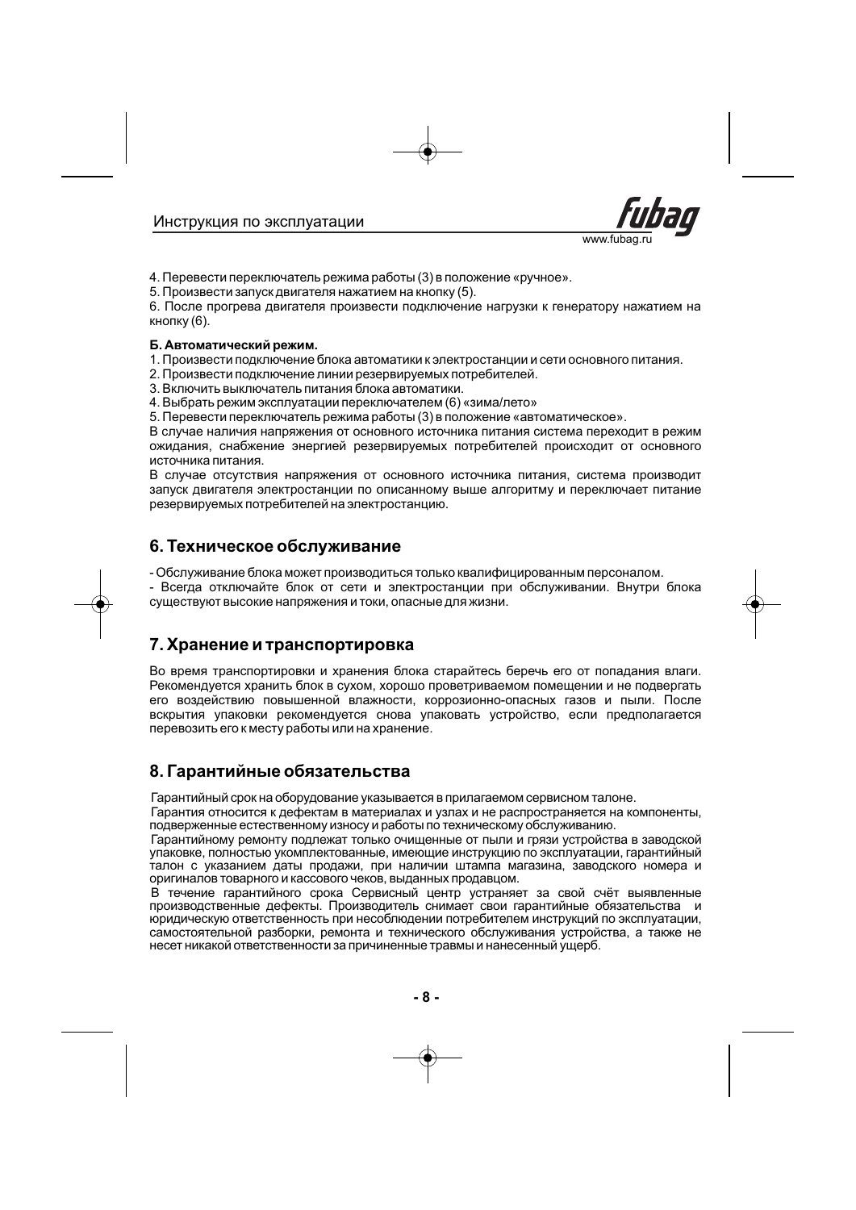4. Перевести переключатель режима работы (3) в положение «ручное».
5. Произвести запуск двигателя нажатием на кнопку (5).
6. После прогрева двигателя произвести подключение нагрузки к генератору нажатием на кнопку (6).

**Б. Автоматический режим.**

1. Произвести подключение блока автоматики к электростанции и сети основного питания.
2. Произвести подключение линии резервируемых потребителей.
3. Включить выключатель питания блока автоматики.
4. Выбрать режим эксплуатации переключателем (6) «зима/лето»
5. Перевести переключатель режима работы (3) в положение «автоматическое».

В случае наличия напряжения от основного источника питания система переходит в режим ожидания, снабжение энергией резервируемых потребителей происходит от основного источника питания.

В случае отсутствия напряжения от основного источника питания, система производит запуск двигателя электростанции по описанному выше алгоритму и переключает питание резервируемых потребителей на электростанцию.

## 6. Техническое обслуживание

- Обслуживание блока может производиться только квалифицированным персоналом.
- Всегда отключайте блок от сети и электростанции при обслуживании. Внутри блока существуют высокие напряжения и токи, опасные для жизни.

## 7. Хранение и транспортировка

Во время транспортировки и хранения блока старайтесь беречь его от попадания влаги. Рекомендуется хранить блок в сухом, хорошо проветриваемом помещении и не подвергать его воздействию повышенной влажности, коррозионно-опасных газов и пыли. После вскрытия упаковки рекомендуется снова упаковать устройство, если предполагается перевозить его к месту работы или на хранение.

## 8. Гарантийные обязательства

Гарантийный срок на оборудование указывается в прилагаемом сервисном талоне.

Гарантия относится к дефектам в материалах и узлах и не распространяется на компоненты, подверженные естественному износу и работы по техническому обслуживанию.

Гарантийному ремонту подлежат только очищенные от пыли и грязи устройства в заводской упаковке, полностью укомплектованные, имеющие инструкцию по эксплуатации, гарантийный талон с указанием даты продажи, при наличии штампа магазина, заводского номера и оригиналов товарного и кассового чеков, выданных продавцом.

В течение гарантийного срока Сервисный центр устраняет за свой счёт выявленные производственные дефекты. Производитель снимает свои гарантийные обязательства и юридическую ответственность при несоблюдении потребителем инструкций по эксплуатации, самостоятельной разборки, ремонта и технического обслуживания устройства, а также не несет никакой ответственности за причиненные травмы и нанесенный ущерб.